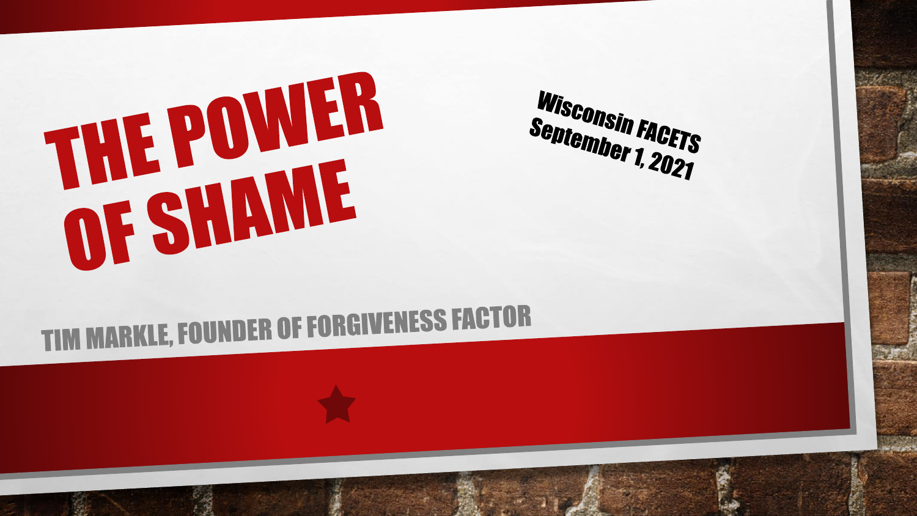# THE POWER OF SHAME

Wisconsin FACETS
September 1, 2021

TIM MARKLE, FOUNDER OF FORGIVENESS FACTOR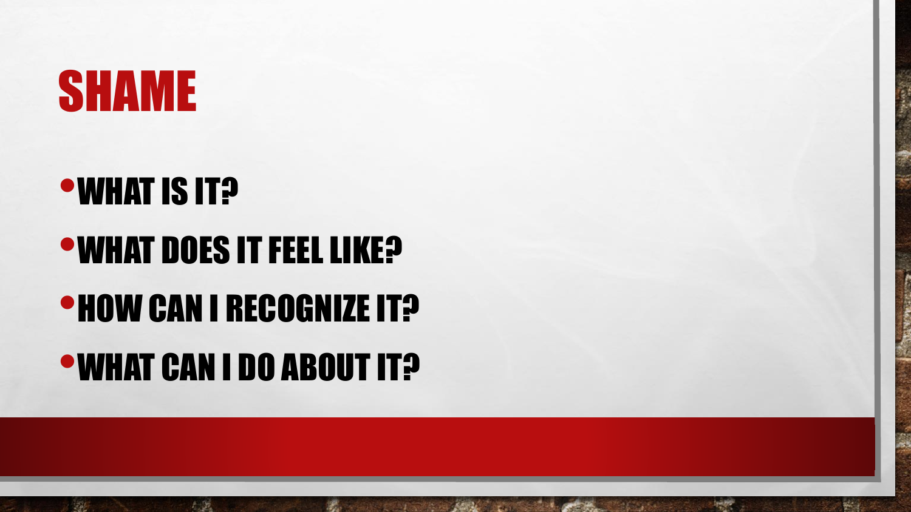# SHAME

- WHAT IS IT?
- WHAT DOES IT FEEL LIKE?
- HOW CAN I RECOGNIZE IT?
- WHAT CAN I DO ABOUT IT?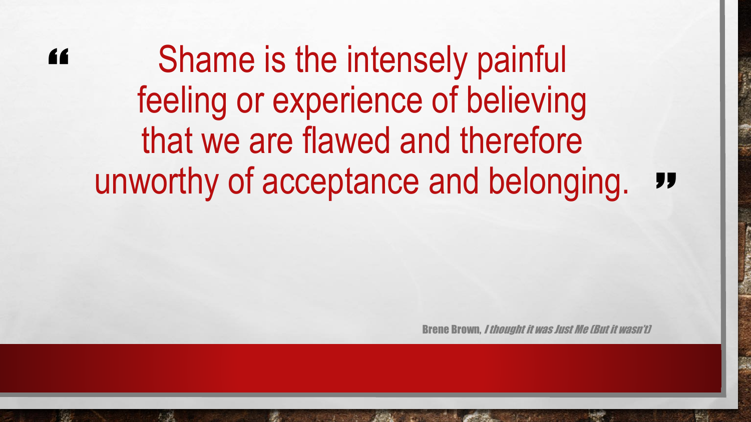> "Shame is the intensely painful feeling or experience of believing that we are flawed and therefore unworthy of acceptance and belonging."

Brene Brown, *I thought it was Just Me (But it wasn't)*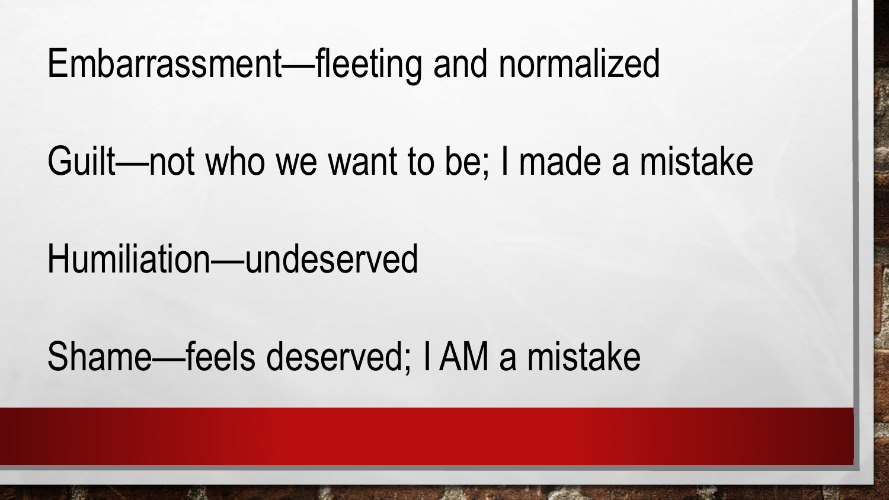Embarrassment—fleeting and normalized

Guilt—not who we want to be; I made a mistake

Humiliation—undeserved

Shame—feels deserved; I AM a mistake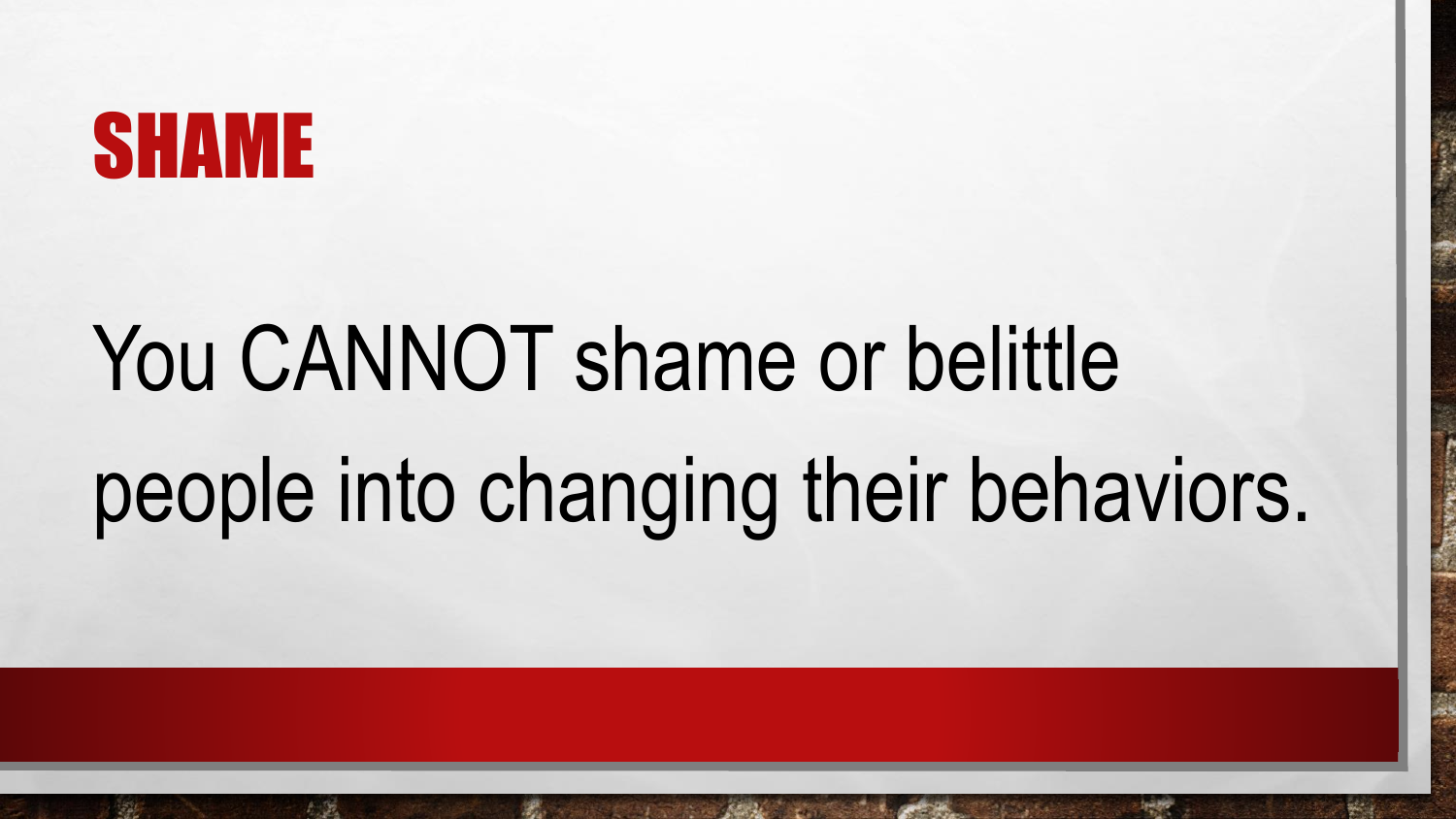# SHAME

You CANNOT shame or belittle people into changing their behaviors.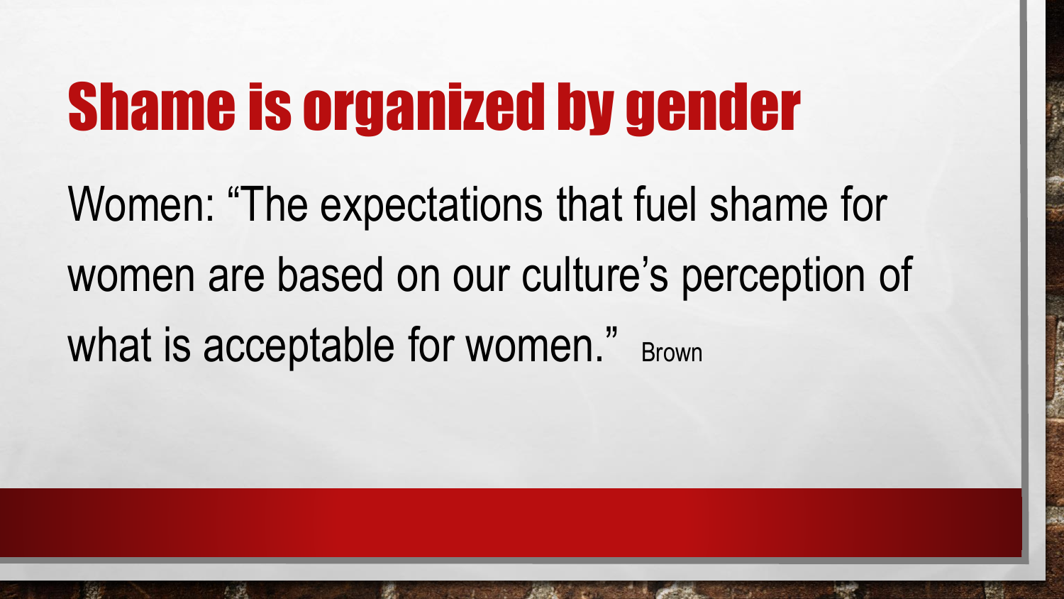# Shame is organized by gender

Women: “The expectations that fuel shame for women are based on our culture’s perception of what is acceptable for women.” Brown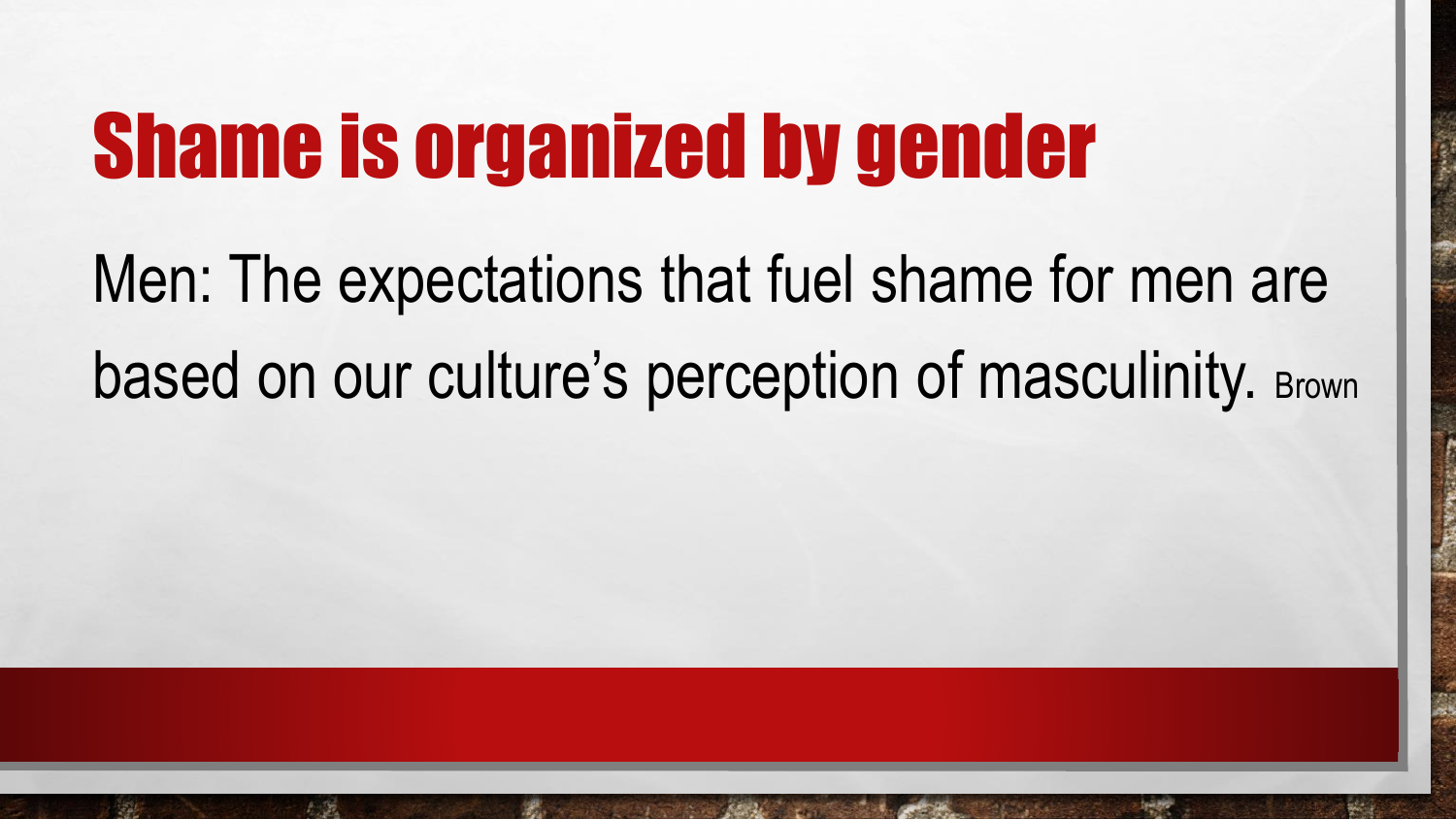# Shame is organized by gender

Men: The expectations that fuel shame for men are based on our culture's perception of masculinity. Brown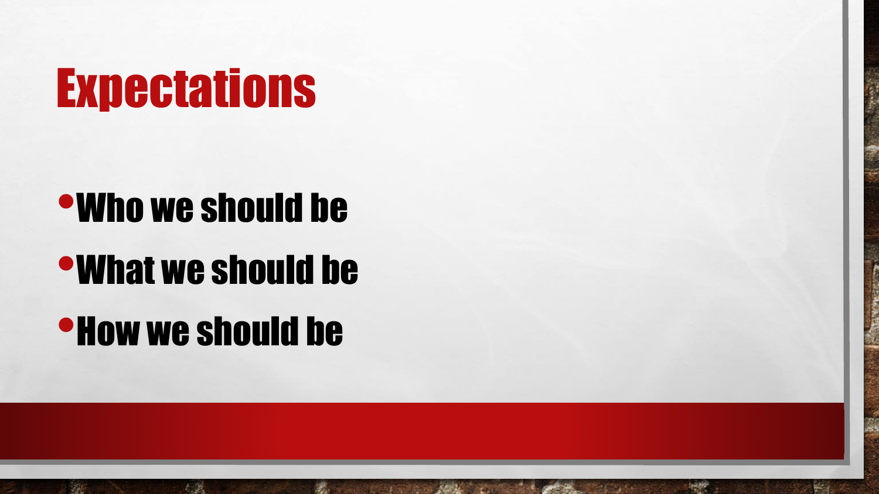# Expectations

- Who we should be
- What we should be
- How we should be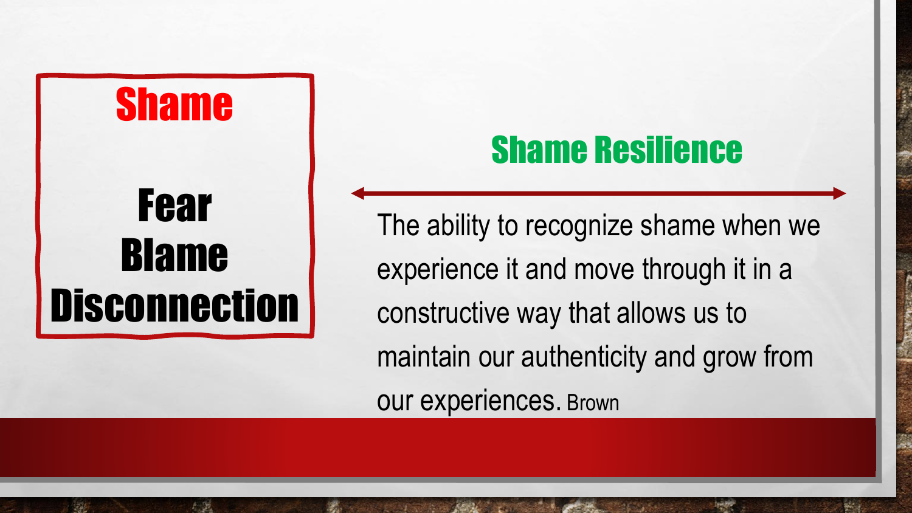## Shame

**Fear**
**Blame**
**Disconnection**

## Shame Resilience

The ability to recognize shame when we experience it and move through it in a constructive way that allows us to maintain our authenticity and grow from our experiences. Brown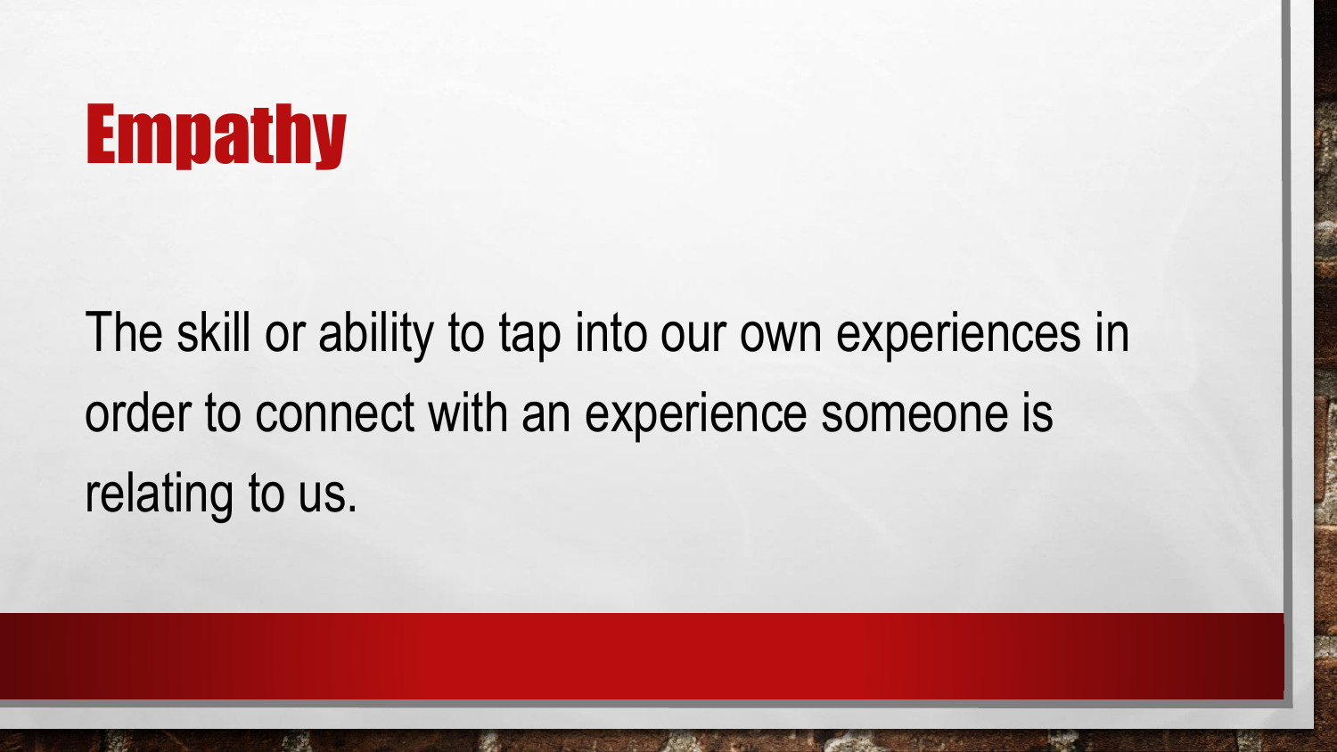# Empathy

The skill or ability to tap into our own experiences in order to connect with an experience someone is relating to us.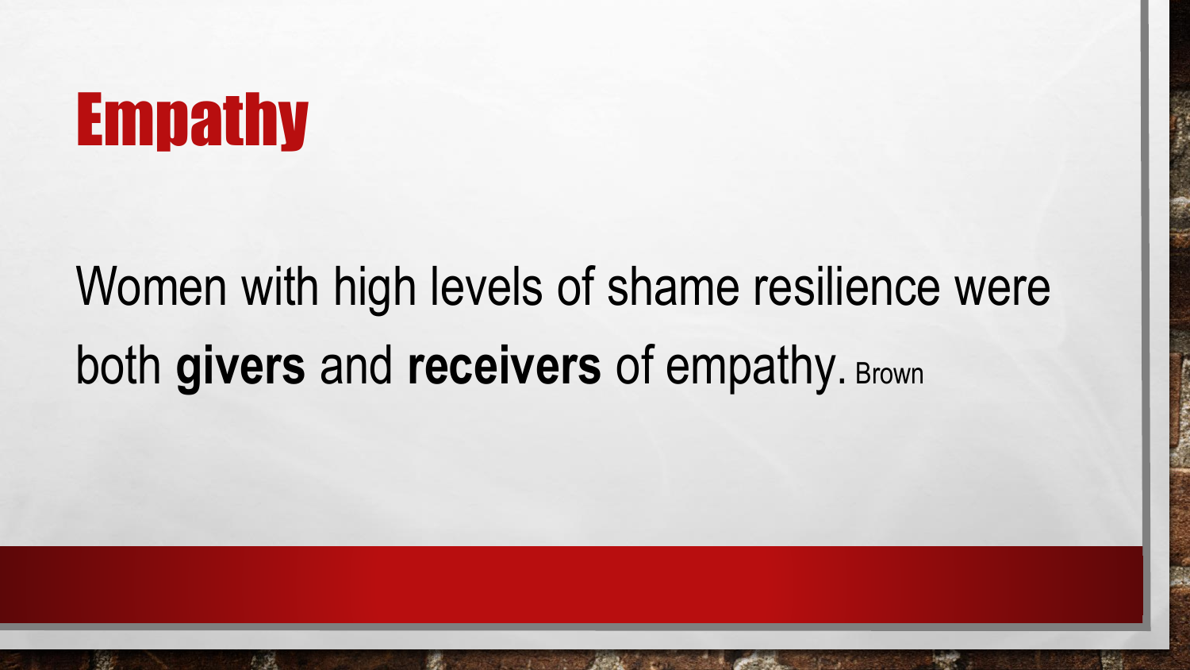# Empathy

Women with high levels of shame resilience were both **givers** and **receivers** of empathy. Brown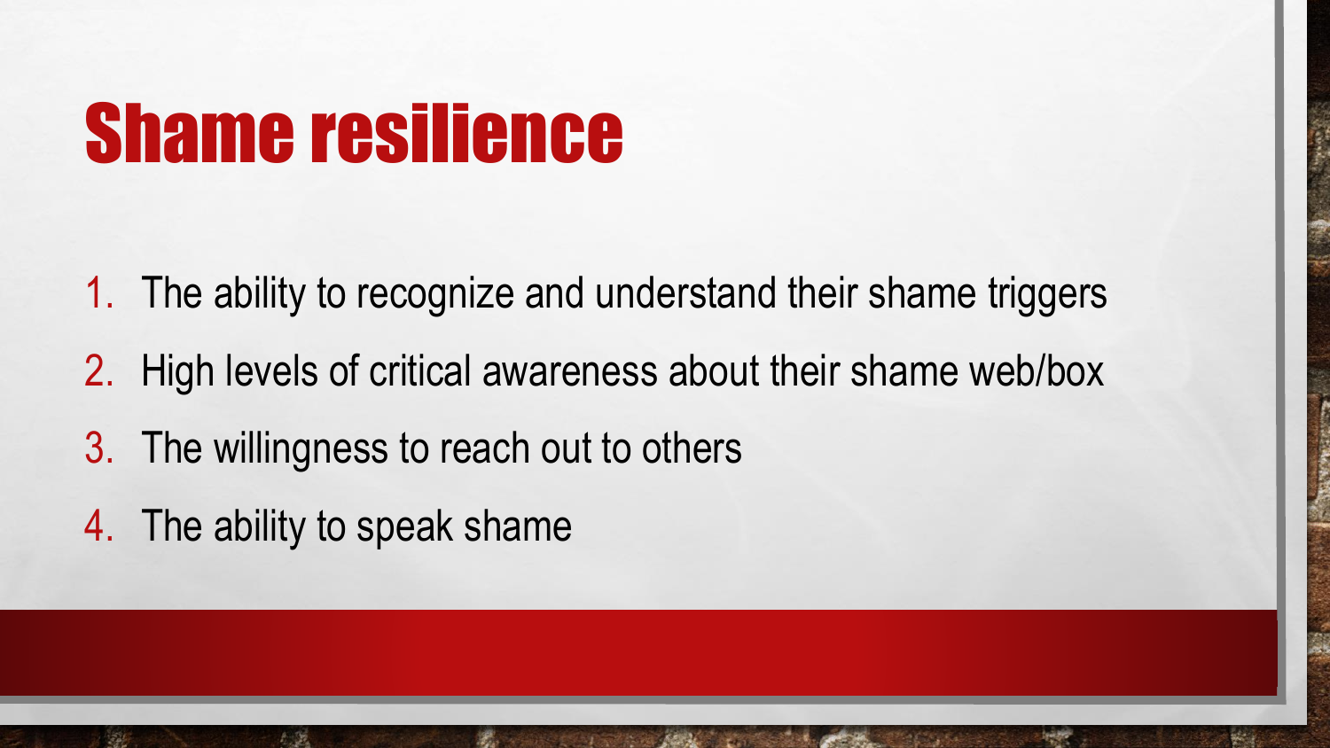# Shame resilience

1. The ability to recognize and understand their shame triggers
2. High levels of critical awareness about their shame web/box
3. The willingness to reach out to others
4. The ability to speak shame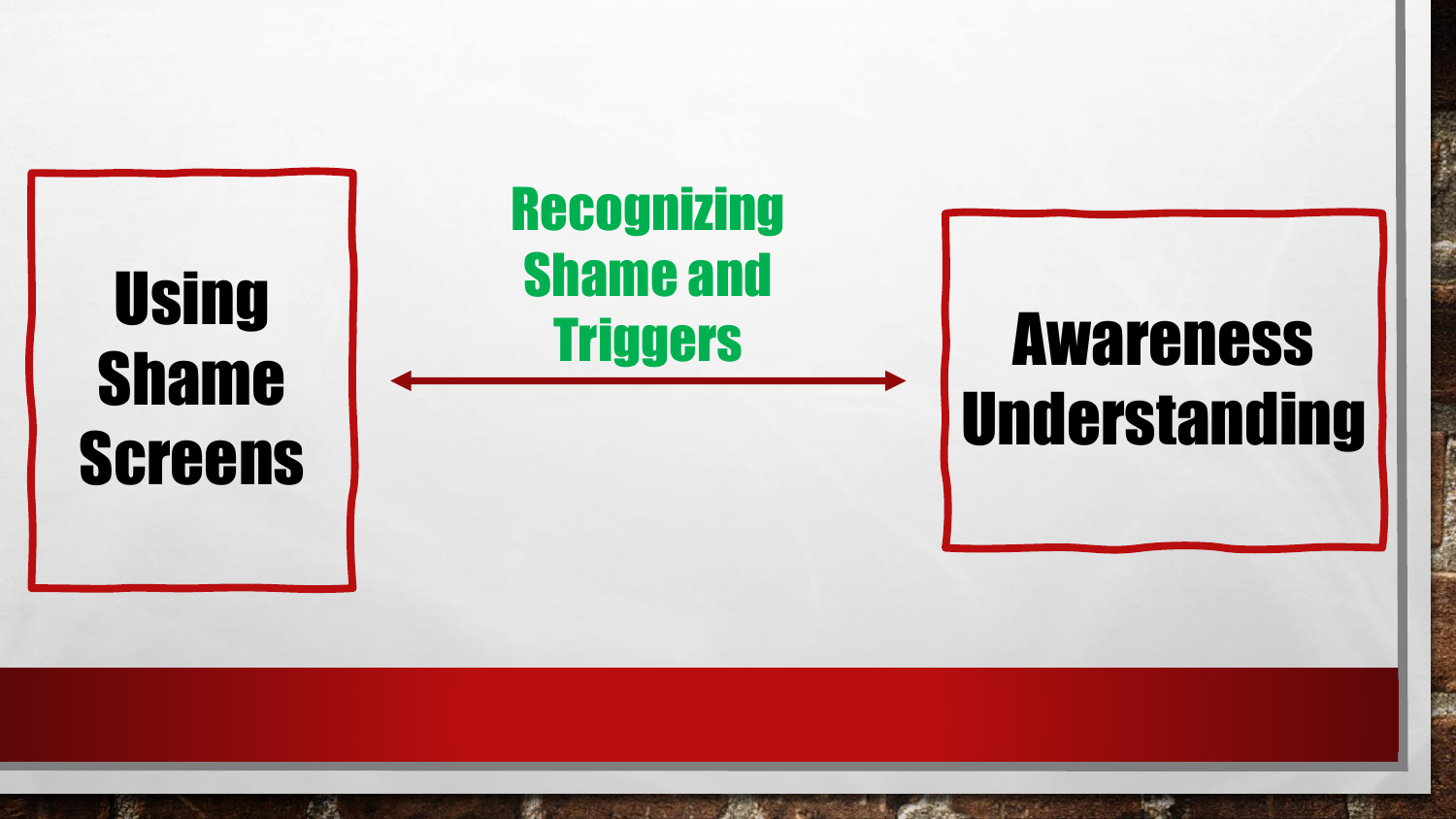**Using Shame Screens**

**Recognizing Shame and Triggers**

↔

**Awareness Understanding**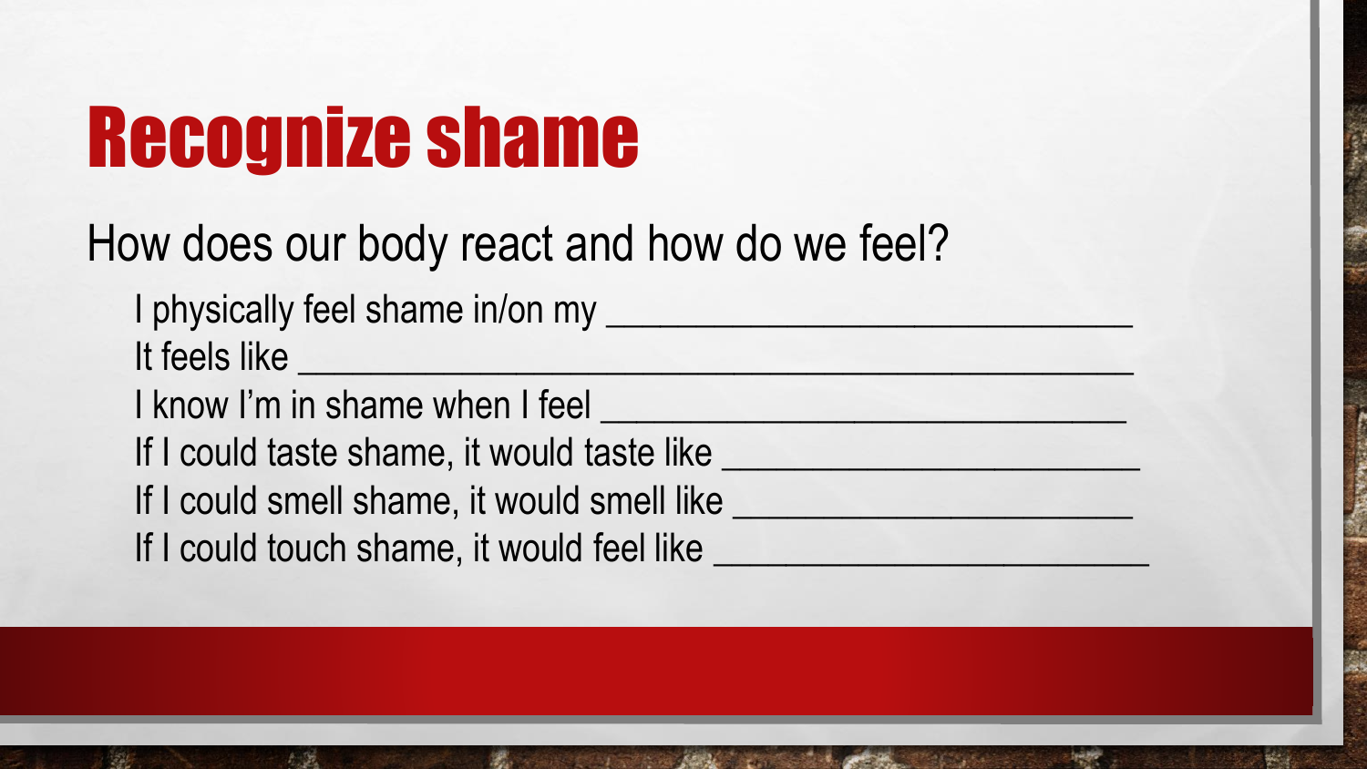# Recognize shame

How does our body react and how do we feel?

I physically feel shame in/on my ___________________________

It feels like ____________________________________________

I know I'm in shame when I feel ___________________________

If I could taste shame, it would taste like ______________________

If I could smell shame, it would smell like _____________________

If I could touch shame, it would feel like _______________________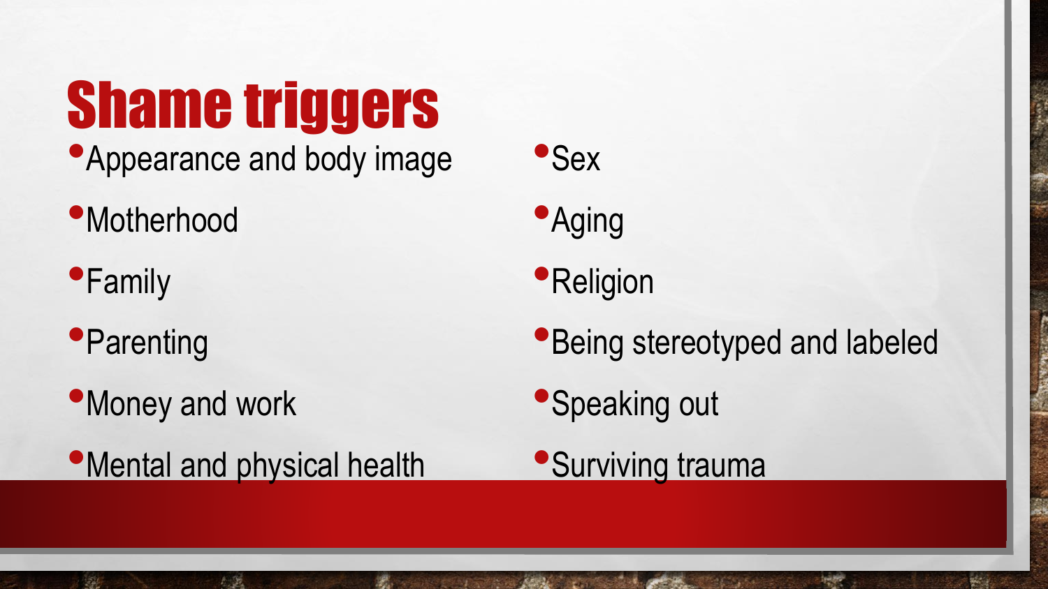# Shame triggers

- Appearance and body image
- Motherhood
- Family
- Parenting
- Money and work
- Mental and physical health
- Sex
- Aging
- Religion
- Being stereotyped and labeled
- Speaking out
- Surviving trauma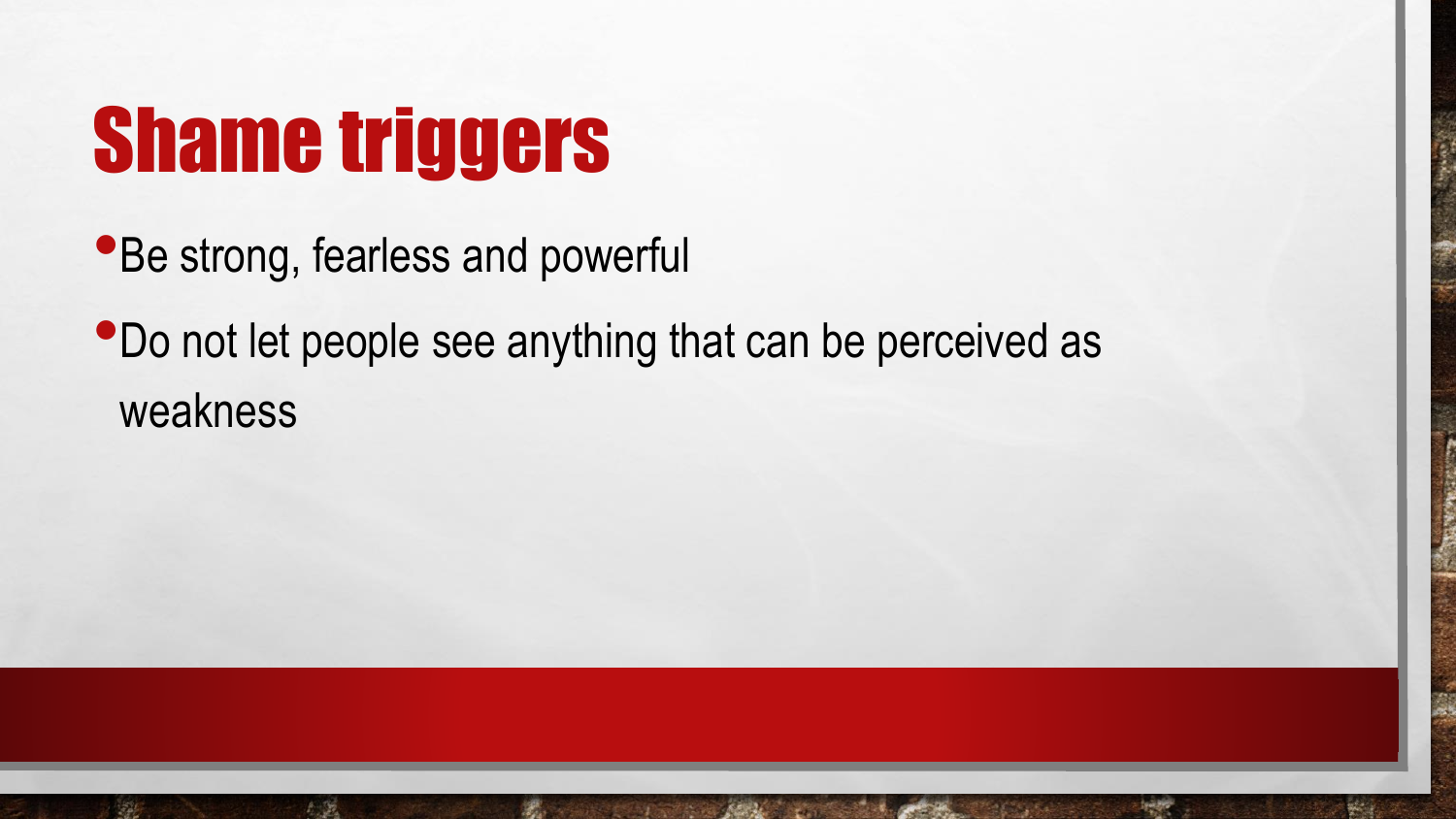# Shame triggers

- Be strong, fearless and powerful
- Do not let people see anything that can be perceived as weakness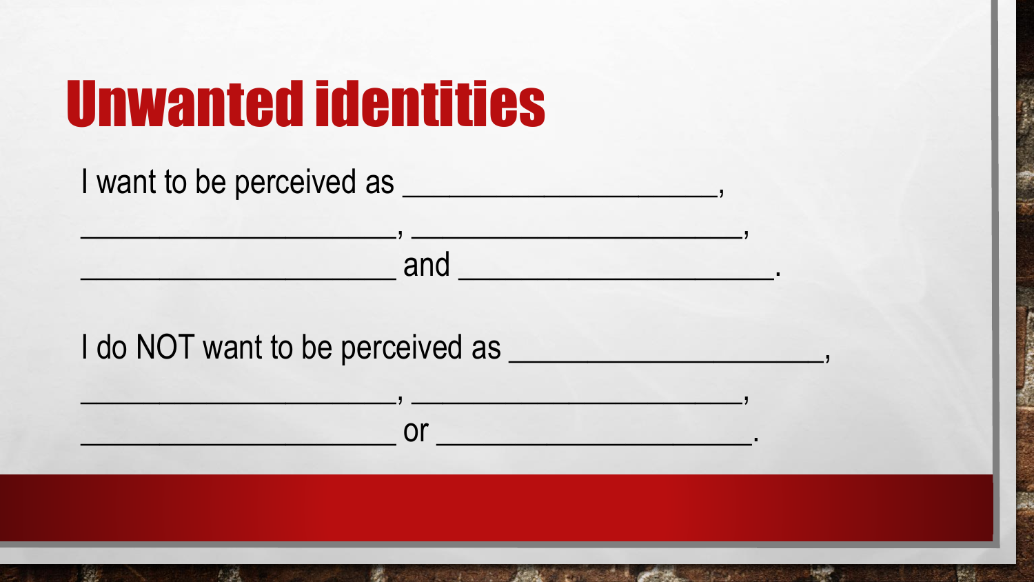# Unwanted identities

I want to be perceived as ____________________, ____________________, ____________________, ____________________ and ____________________.

I do NOT want to be perceived as ____________________, ____________________, ____________________, ____________________ or ____________________.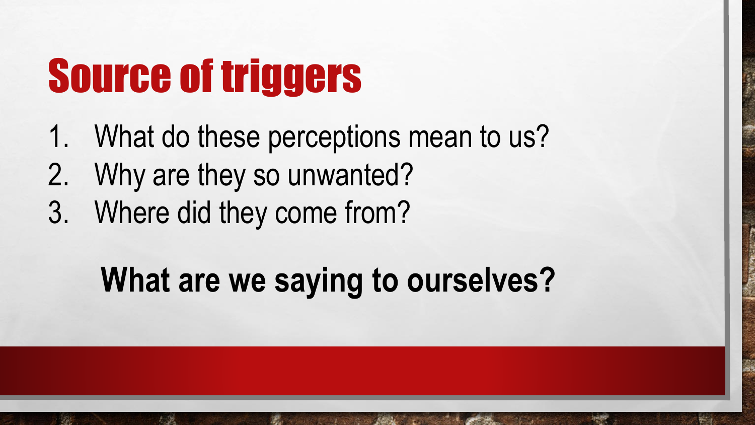# Source of triggers

1. What do these perceptions mean to us?
2. Why are they so unwanted?
3. Where did they come from?

**What are we saying to ourselves?**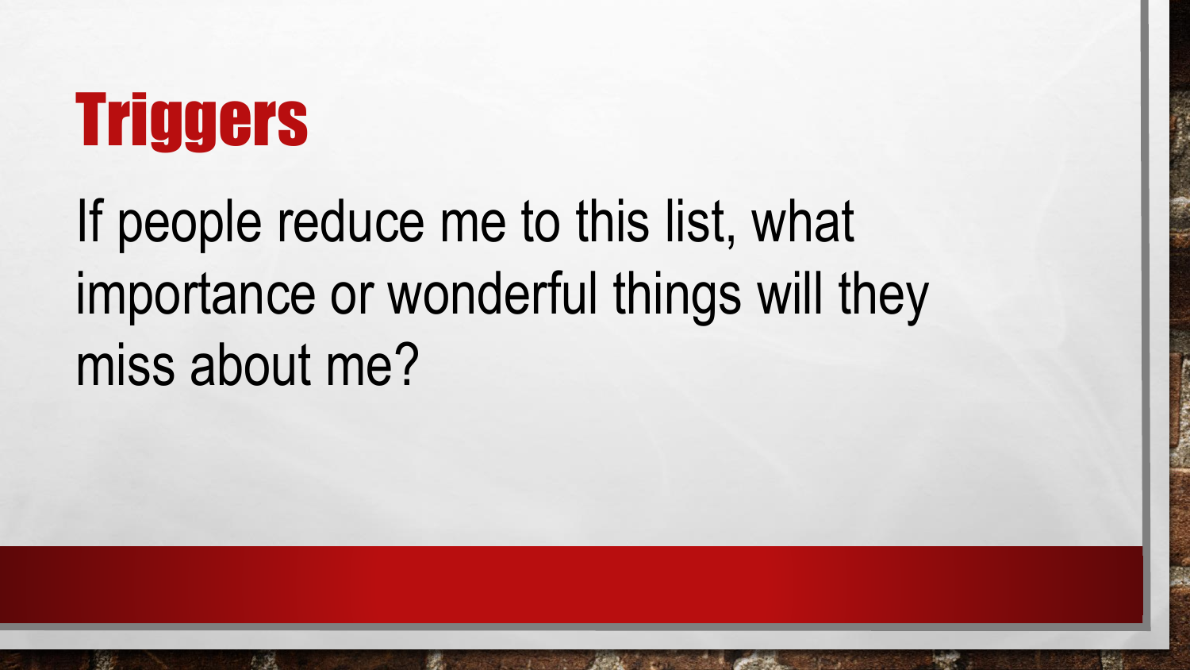# Triggers

If people reduce me to this list, what importance or wonderful things will they miss about me?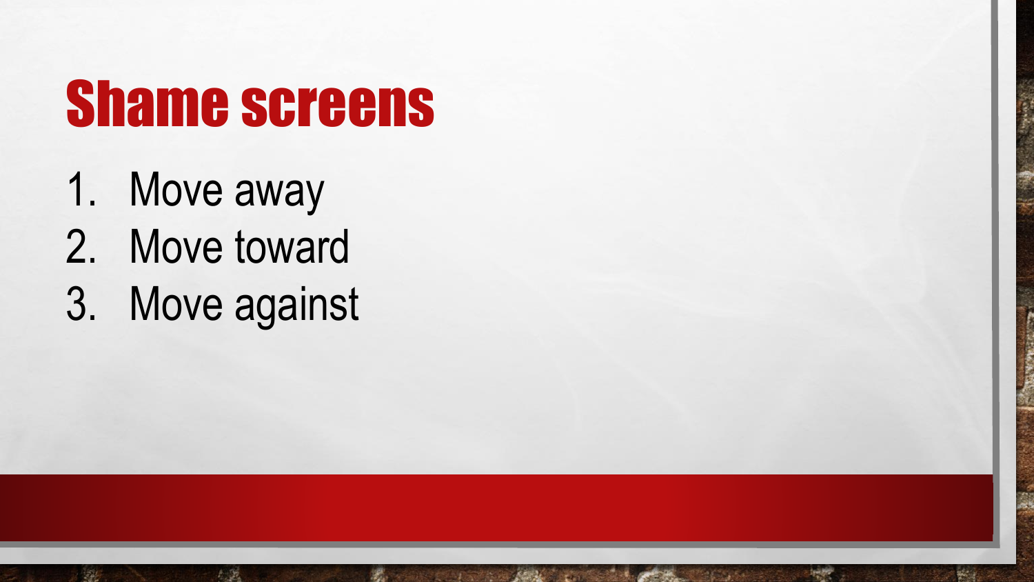# Shame screens

1. Move away
2. Move toward
3. Move against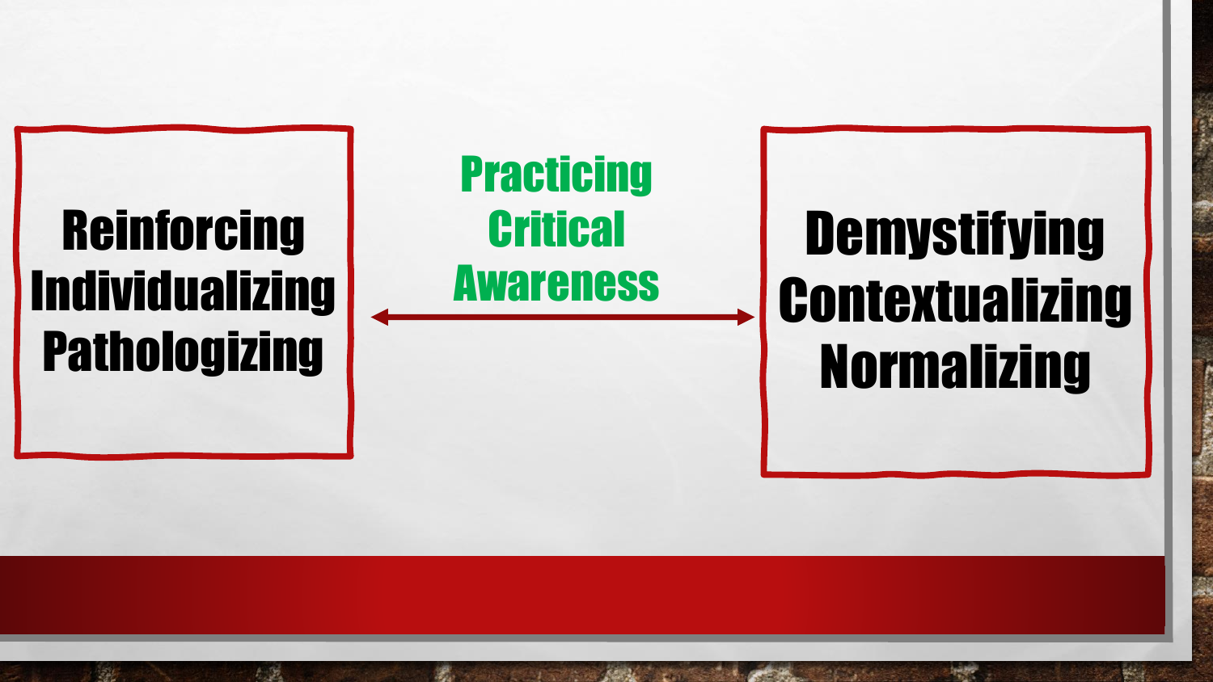Reinforcing
Individualizing
Pathologizing

Practicing
Critical
Awareness

←→

Demystifying
Contextualizing
Normalizing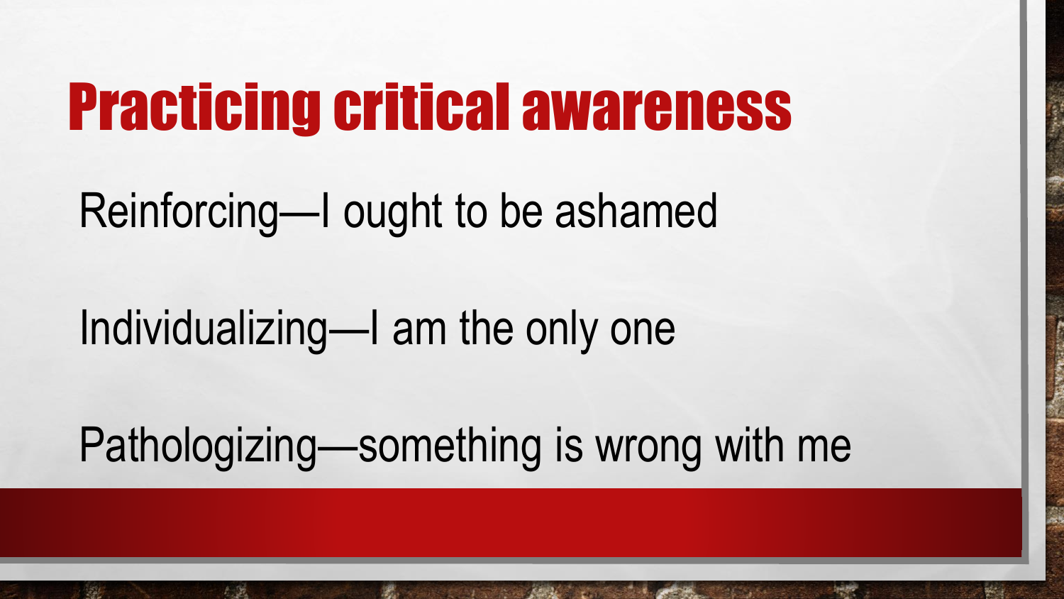# Practicing critical awareness

Reinforcing—I ought to be ashamed

Individualizing—I am the only one

Pathologizing—something is wrong with me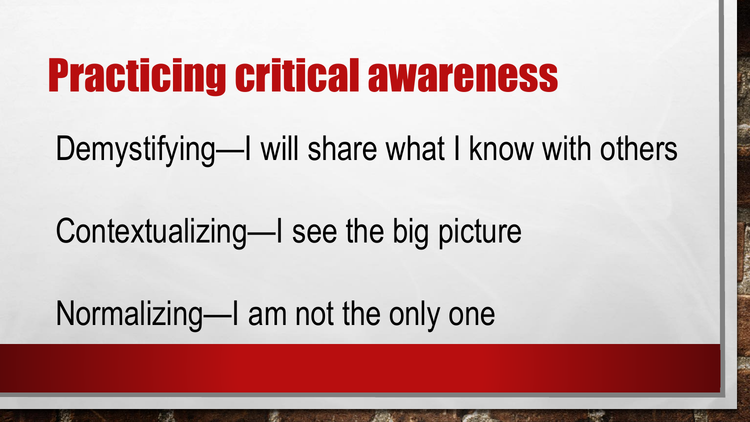# Practicing critical awareness

Demystifying—I will share what I know with others

Contextualizing—I see the big picture

Normalizing—I am not the only one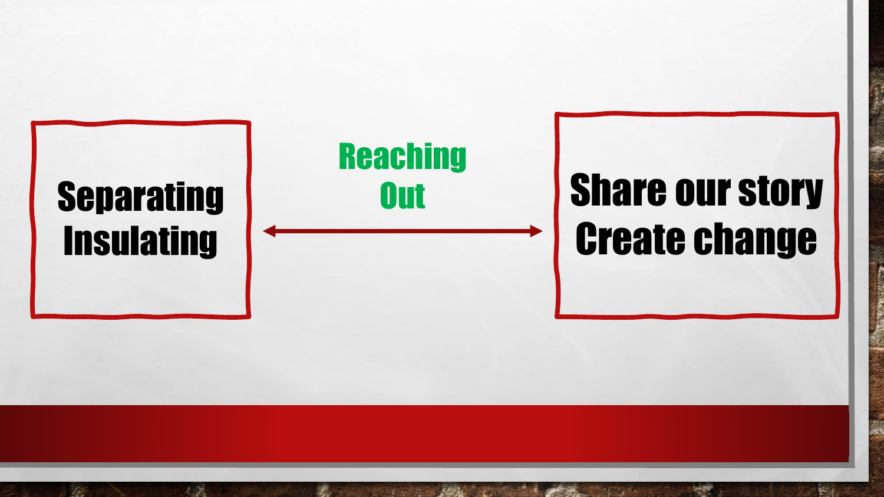Separating
Insulating

Reaching
Out

Share our story
Create change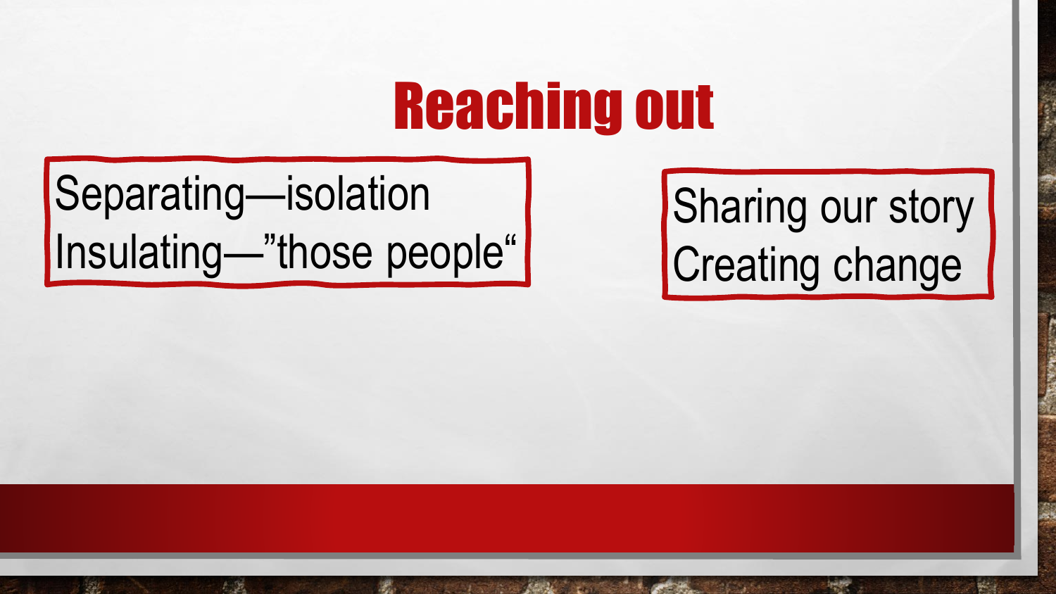# Reaching out

Separating—isolation
Insulating—"those people"

Sharing our story
Creating change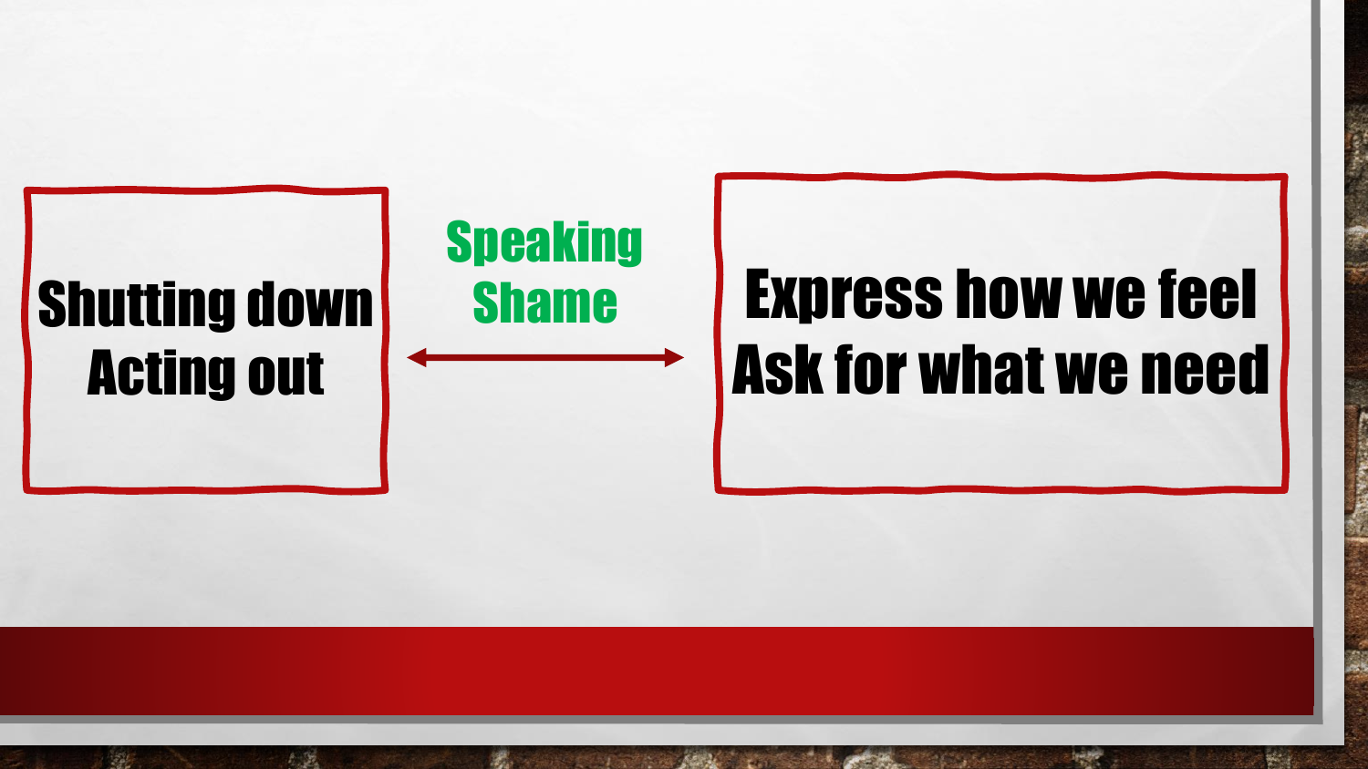Shutting down
Acting out

**Speaking Shame**

↔

Express how we feel
Ask for what we need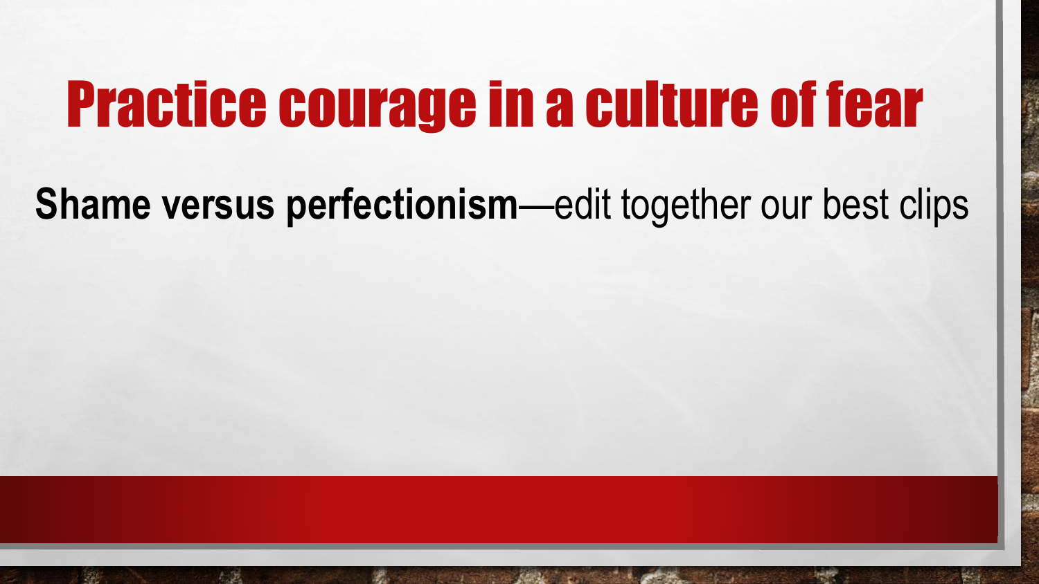# Practice courage in a culture of fear

**Shame versus perfectionism**—edit together our best clips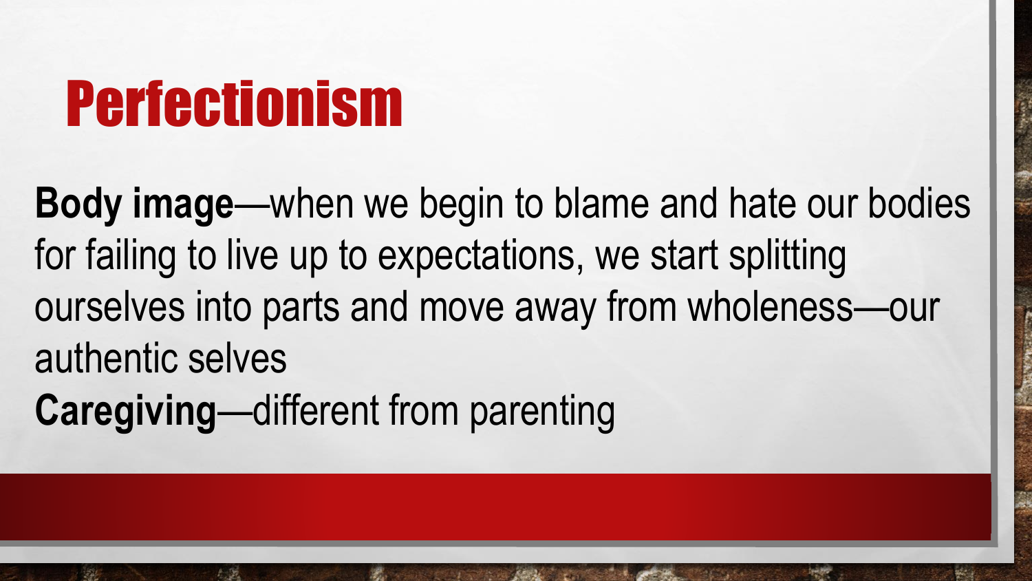# Perfectionism

**Body image**—when we begin to blame and hate our bodies for failing to live up to expectations, we start splitting ourselves into parts and move away from wholeness—our authentic selves

**Caregiving**—different from parenting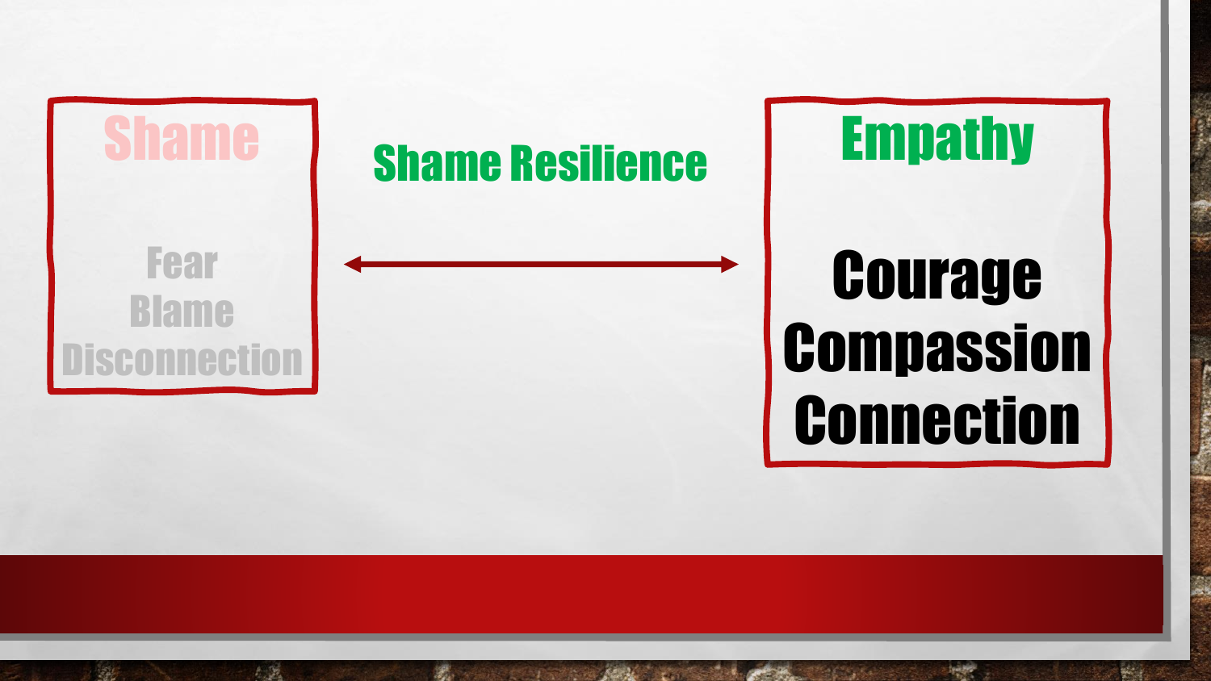**Shame**

Fear
Blame
Disconnection

**Shame Resilience**

↔

**Empathy**

**Courage**
**Compassion**
**Connection**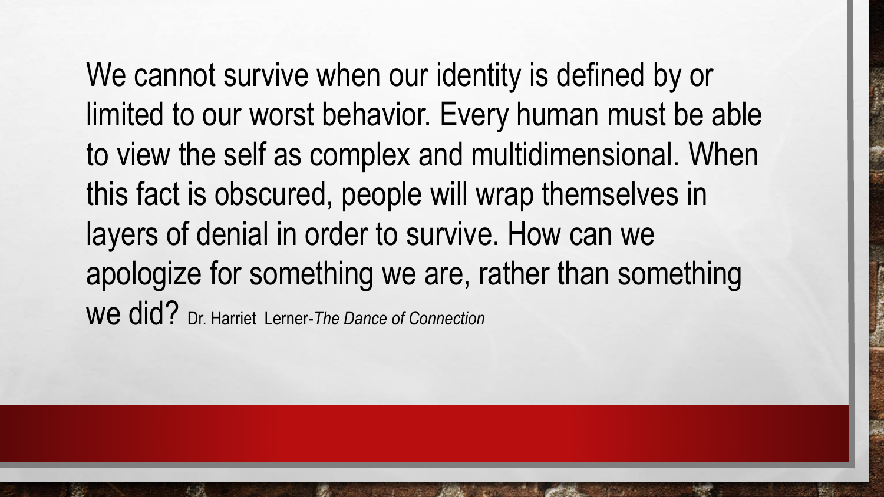We cannot survive when our identity is defined by or limited to our worst behavior. Every human must be able to view the self as complex and multidimensional. When this fact is obscured, people will wrap themselves in layers of denial in order to survive. How can we apologize for something we are, rather than something we did? Dr. Harriet Lerner-*The Dance of Connection*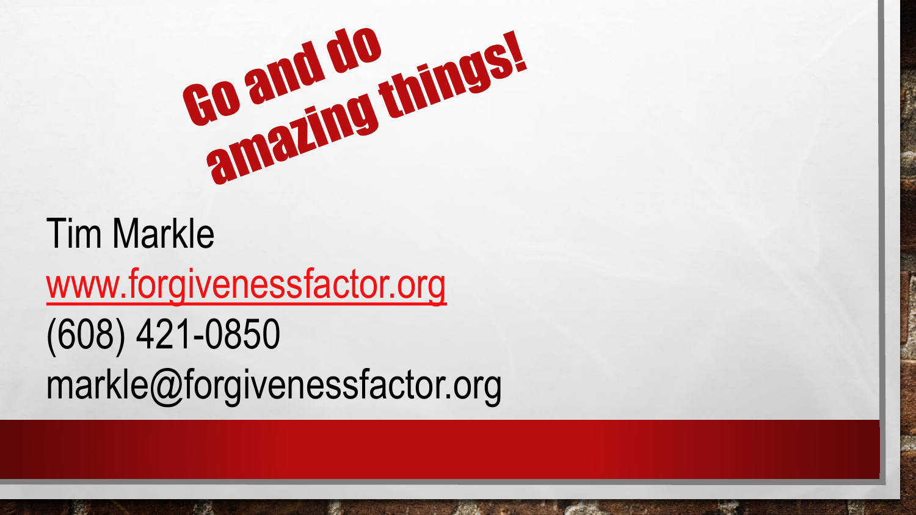Go and do amazing things!

Tim Markle

www.forgivenessfactor.org

(608) 421-0850

markle@forgivenessfactor.org